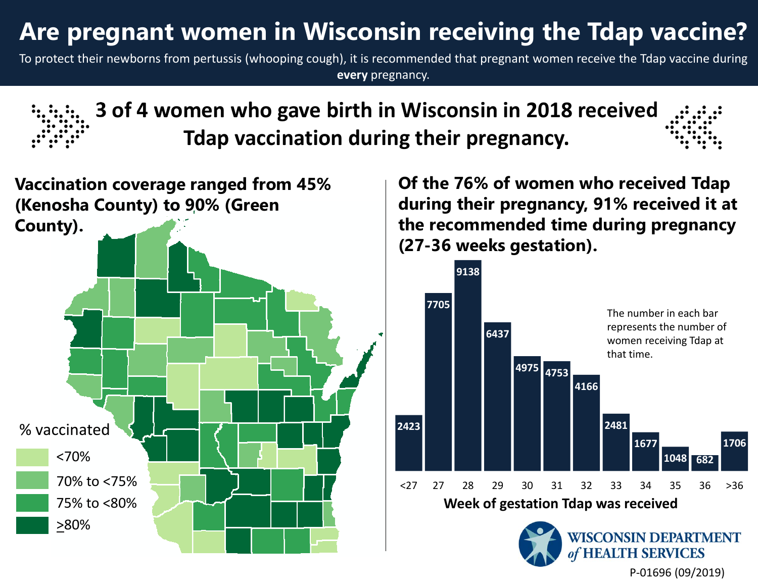# Are pregnant women in Wisconsin receiving the Tdap vaccine?

To protect their newborns from pertussis (whooping cough), it is recommended that pregnant women receive the Tdap vaccine during **every** pregnancy.

## 3 of 4 women who gave birth in Wisconsin in 2018 received Tdap vaccination during their pregnancy.

### Vaccination coverage ranged from 45% (Kenosha County) to 90% (Green County).

% vaccinated

- <70%
- 70% to <75%
- 75% to <80%
- ≥80%

### Of the 76% of women who received Tdap during their pregnancy, 91% received it at the recommended time during pregnancy (27-36 weeks gestation).

The number in each bar represents the number of women receiving Tdap at that time.

| Week of gestation Tdap was received | Number of women |
| --- | --- |
| <27 | 2423 |
| 27 | 7705 |
| 28 | 9138 |
| 29 | 6437 |
| 30 | 4975 |
| 31 | 4753 |
| 32 | 4166 |
| 33 | 2481 |
| 34 | 1677 |
| 35 | 1048 |
| 36 | 682 |
| >36 | 1706 |

WISCONSIN DEPARTMENT of HEALTH SERVICES

P-01696 (09/2019)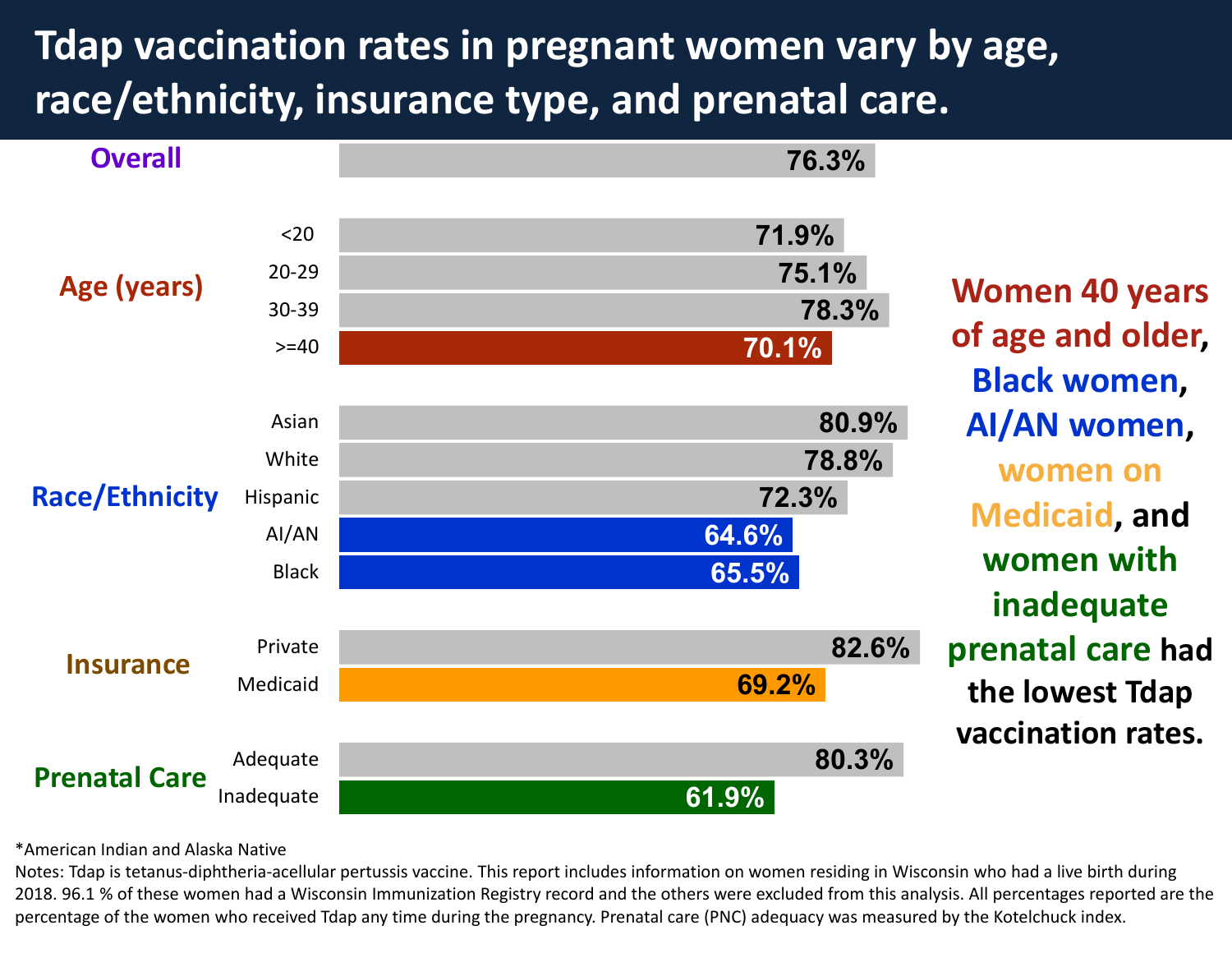# Tdap vaccination rates in pregnant women vary by age, race/ethnicity, insurance type, and prenatal care.

Overall
76.3%

Age (years)
<20
71.9%
20-29
75.1%
30-39
78.3%
>=40
70.1%

Race/Ethnicity
Asian
80.9%
White
78.8%
Hispanic
72.3%
AI/AN
64.6%
Black
65.5%

Insurance
Private
82.6%
Medicaid
69.2%

Prenatal Care
Adequate
80.3%
Inadequate
61.9%

**Women 40 years of age and older, Black women, AI/AN women, women on Medicaid, and women with inadequate prenatal care had the lowest Tdap vaccination rates.**

*American Indian and Alaska Native

Notes: Tdap is tetanus-diphtheria-acellular pertussis vaccine. This report includes information on women residing in Wisconsin who had a live birth during 2018. 96.1 % of these women had a Wisconsin Immunization Registry record and the others were excluded from this analysis. All percentages reported are the percentage of the women who received Tdap any time during the pregnancy. Prenatal care (PNC) adequacy was measured by the Kotelchuck index.